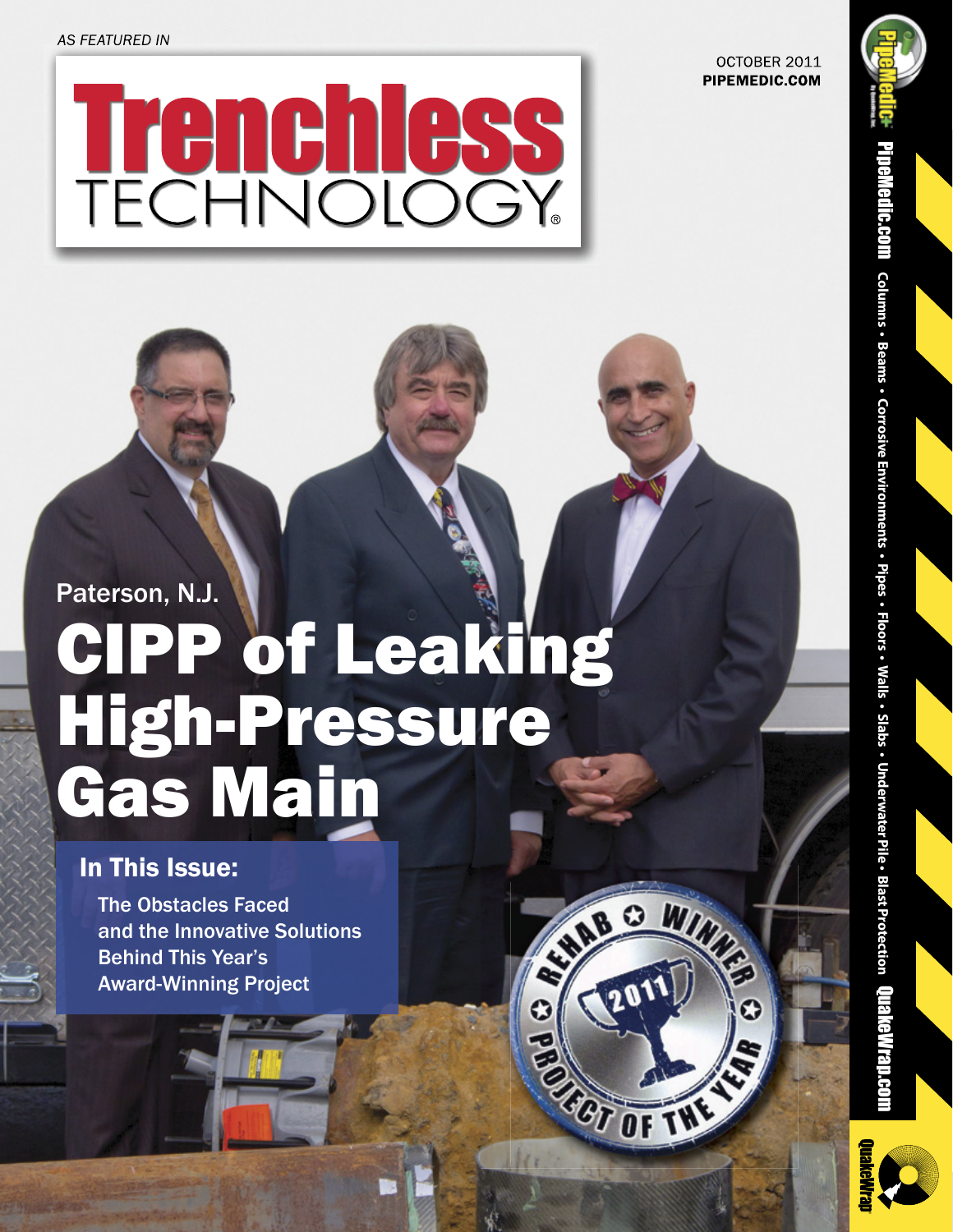*AS FEATURED IN*

# Trenchless TECHNOLOGY®

OCTOBER 2011
**PIPEMEDIC.COM**

Paterson, N.J.

# CIPP of Leaking High-Pressure Gas Main

## In This Issue:

The Obstacles Faced and the Innovative Solutions Behind This Year's Award-Winning Project

REHAB WINNER 2011 PROJECT OF THE YEAR

PipeMedic®

**PipeMedic.com** Columns • Beams • Corrosive Environments • Pipes • Floors • Walls • Slabs • Underwater Pile • Blast Protection **QuakeWrap.com**

QuakeWrap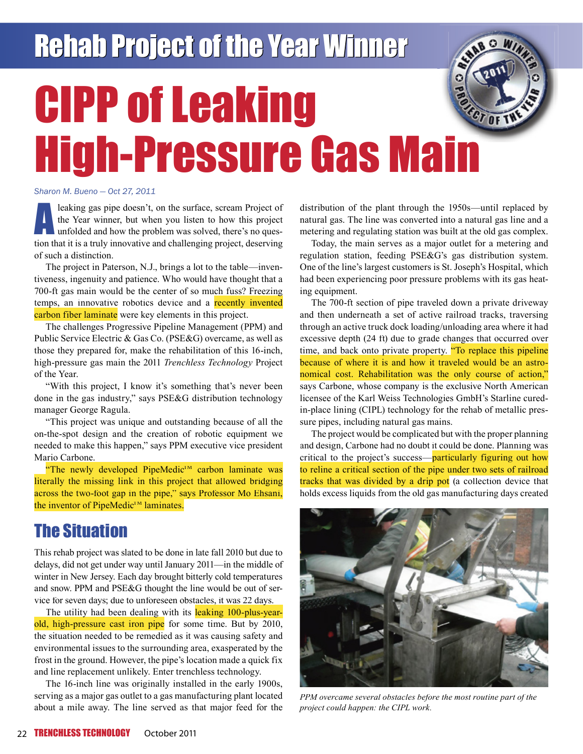# Rehab Project of the Year Winner

# CIPP of Leaking High-Pressure Gas Main

*Sharon M. Bueno — Oct 27, 2011*

A leaking gas pipe doesn't, on the surface, scream Project of the Year winner, but when you listen to how this project unfolded and how the problem was solved, there's no question that it is a truly innovative and challenging project, deserving of such a distinction.

The project in Paterson, N.J., brings a lot to the table—inventiveness, ingenuity and patience. Who would have thought that a 700-ft gas main would be the center of so much fuss? Freezing temps, an innovative robotics device and a recently invented carbon fiber laminate were key elements in this project.

The challenges Progressive Pipeline Management (PPM) and Public Service Electric & Gas Co. (PSE&G) overcame, as well as those they prepared for, make the rehabilitation of this 16-inch, high-pressure gas main the 2011 *Trenchless Technology* Project of the Year.

"With this project, I know it's something that's never been done in the gas industry," says PSE&G distribution technology manager George Ragula.

"This project was unique and outstanding because of all the on-the-spot design and the creation of robotic equipment we needed to make this happen," says PPM executive vice president Mario Carbone.

"The newly developed PipeMedic™ carbon laminate was literally the missing link in this project that allowed bridging across the two-foot gap in the pipe," says Professor Mo Ehsani, the inventor of PipeMedic™ laminates.

## The Situation

This rehab project was slated to be done in late fall 2010 but due to delays, did not get under way until January 2011—in the middle of winter in New Jersey. Each day brought bitterly cold temperatures and snow. PPM and PSE&G thought the line would be out of service for seven days; due to unforeseen obstacles, it was 22 days.

The utility had been dealing with its leaking 100-plus-year-old, high-pressure cast iron pipe for some time. But by 2010, the situation needed to be remedied as it was causing safety and environmental issues to the surrounding area, exasperated by the frost in the ground. However, the pipe's location made a quick fix and line replacement unlikely. Enter trenchless technology.

The 16-inch line was originally installed in the early 1900s, serving as a major gas outlet to a gas manufacturing plant located about a mile away. The line served as that major feed for the distribution of the plant through the 1950s—until replaced by natural gas. The line was converted into a natural gas line and a metering and regulating station was built at the old gas complex.

Today, the main serves as a major outlet for a metering and regulation station, feeding PSE&G's gas distribution system. One of the line's largest customers is St. Joseph's Hospital, which had been experiencing poor pressure problems with its gas heating equipment.

The 700-ft section of pipe traveled down a private driveway and then underneath a set of active railroad tracks, traversing through an active truck dock loading/unloading area where it had excessive depth (24 ft) due to grade changes that occurred over time, and back onto private property. "To replace this pipeline because of where it is and how it traveled would be an astronomical cost. Rehabilitation was the only course of action," says Carbone, whose company is the exclusive North American licensee of the Karl Weiss Technologies GmbH's Starline cured-in-place lining (CIPL) technology for the rehab of metallic pressure pipes, including natural gas mains.

The project would be complicated but with the proper planning and design, Carbone had no doubt it could be done. Planning was critical to the project's success—particularly figuring out how to reline a critical section of the pipe under two sets of railroad tracks that was divided by a drip pot (a collection device that holds excess liquids from the old gas manufacturing days created

*PPM overcame several obstacles before the most routine part of the project could happen: the CIPL work.*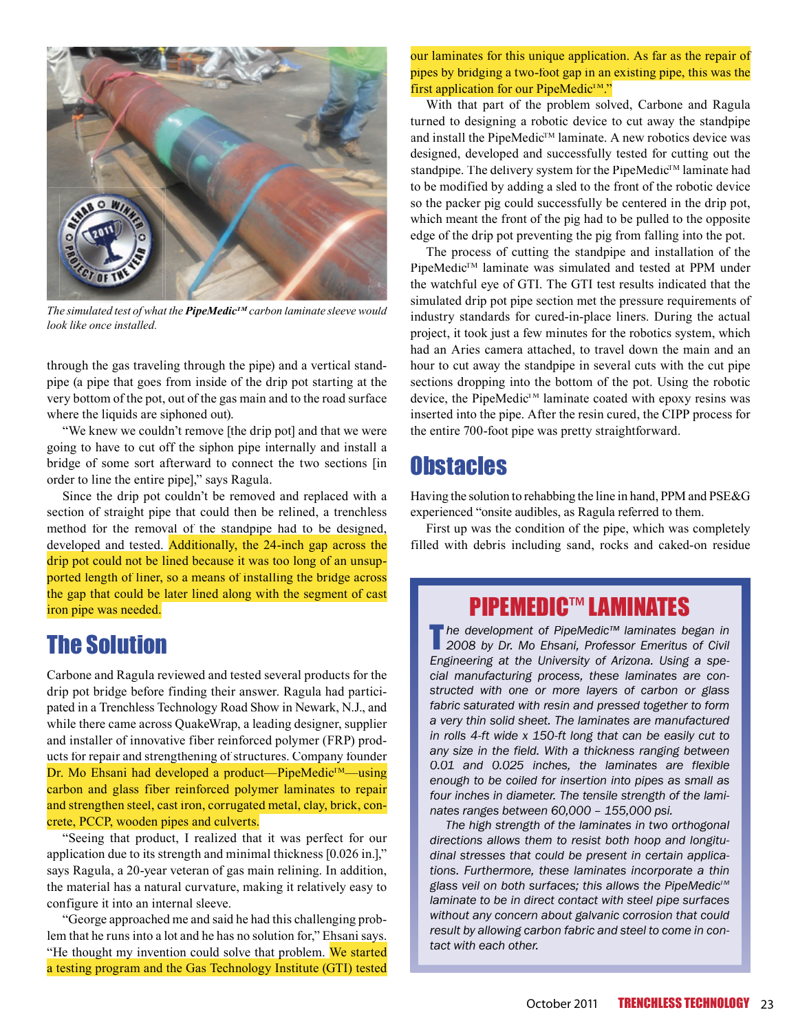*The simulated test of what the **PipeMedic™** carbon laminate sleeve would look like once installed.*

through the gas traveling through the pipe) and a vertical standpipe (a pipe that goes from inside of the drip pot starting at the very bottom of the pot, out of the gas main and to the road surface where the liquids are siphoned out).

"We knew we couldn't remove [the drip pot] and that we were going to have to cut off the siphon pipe internally and install a bridge of some sort afterward to connect the two sections [in order to line the entire pipe]," says Ragula.

Since the drip pot couldn't be removed and replaced with a section of straight pipe that could then be relined, a trenchless method for the removal of the standpipe had to be designed, developed and tested. Additionally, the 24-inch gap across the drip pot could not be lined because it was too long of an unsupported length of liner, so a means of installing the bridge across the gap that could be later lined along with the segment of cast iron pipe was needed.

## The Solution

Carbone and Ragula reviewed and tested several products for the drip pot bridge before finding their answer. Ragula had participated in a Trenchless Technology Road Show in Newark, N.J., and while there came across QuakeWrap, a leading designer, supplier and installer of innovative fiber reinforced polymer (FRP) products for repair and strengthening of structures. Company founder Dr. Mo Ehsani had developed a product—PipeMedic™—using carbon and glass fiber reinforced polymer laminates to repair and strengthen steel, cast iron, corrugated metal, clay, brick, concrete, PCCP, wooden pipes and culverts.

"Seeing that product, I realized that it was perfect for our application due to its strength and minimal thickness [0.026 in.]," says Ragula, a 20-year veteran of gas main relining. In addition, the material has a natural curvature, making it relatively easy to configure it into an internal sleeve.

"George approached me and said he had this challenging problem that he runs into a lot and he has no solution for," Ehsani says. "He thought my invention could solve that problem. We started a testing program and the Gas Technology Institute (GTI) tested our laminates for this unique application. As far as the repair of pipes by bridging a two-foot gap in an existing pipe, this was the first application for our PipeMedic™."

With that part of the problem solved, Carbone and Ragula turned to designing a robotic device to cut away the standpipe and install the PipeMedic™ laminate. A new robotics device was designed, developed and successfully tested for cutting out the standpipe. The delivery system for the PipeMedic™ laminate had to be modified by adding a sled to the front of the robotic device so the packer pig could successfully be centered in the drip pot, which meant the front of the pig had to be pulled to the opposite edge of the drip pot preventing the pig from falling into the pot.

The process of cutting the standpipe and installation of the PipeMedic™ laminate was simulated and tested at PPM under the watchful eye of GTI. The GTI test results indicated that the simulated drip pot pipe section met the pressure requirements of industry standards for cured-in-place liners. During the actual project, it took just a few minutes for the robotics system, which had an Aries camera attached, to travel down the main and an hour to cut away the standpipe in several cuts with the cut pipe sections dropping into the bottom of the pot. Using the robotic device, the PipeMedic™ laminate coated with epoxy resins was inserted into the pipe. After the resin cured, the CIPP process for the entire 700-foot pipe was pretty straightforward.

## Obstacles

Having the solution to rehabbing the line in hand, PPM and PSE&G experienced "onsite audibles, as Ragula referred to them.

First up was the condition of the pipe, which was completely filled with debris including sand, rocks and caked-on residue

### PIPEMEDIC™ LAMINATES

*The development of PipeMedic™ laminates began in 2008 by Dr. Mo Ehsani, Professor Emeritus of Civil Engineering at the University of Arizona. Using a special manufacturing process, these laminates are constructed with one or more layers of carbon or glass fabric saturated with resin and pressed together to form a very thin solid sheet. The laminates are manufactured in rolls 4-ft wide x 150-ft long that can be easily cut to any size in the field. With a thickness ranging between 0.01 and 0.025 inches, the laminates are flexible enough to be coiled for insertion into pipes as small as four inches in diameter. The tensile strength of the laminates ranges between 60,000 – 155,000 psi.*

*The high strength of the laminates in two orthogonal directions allows them to resist both hoop and longitudinal stresses that could be present in certain applications. Furthermore, these laminates incorporate a thin glass veil on both surfaces; this allows the PipeMedic™ laminate to be in direct contact with steel pipe surfaces without any concern about galvanic corrosion that could result by allowing carbon fabric and steel to come in contact with each other.*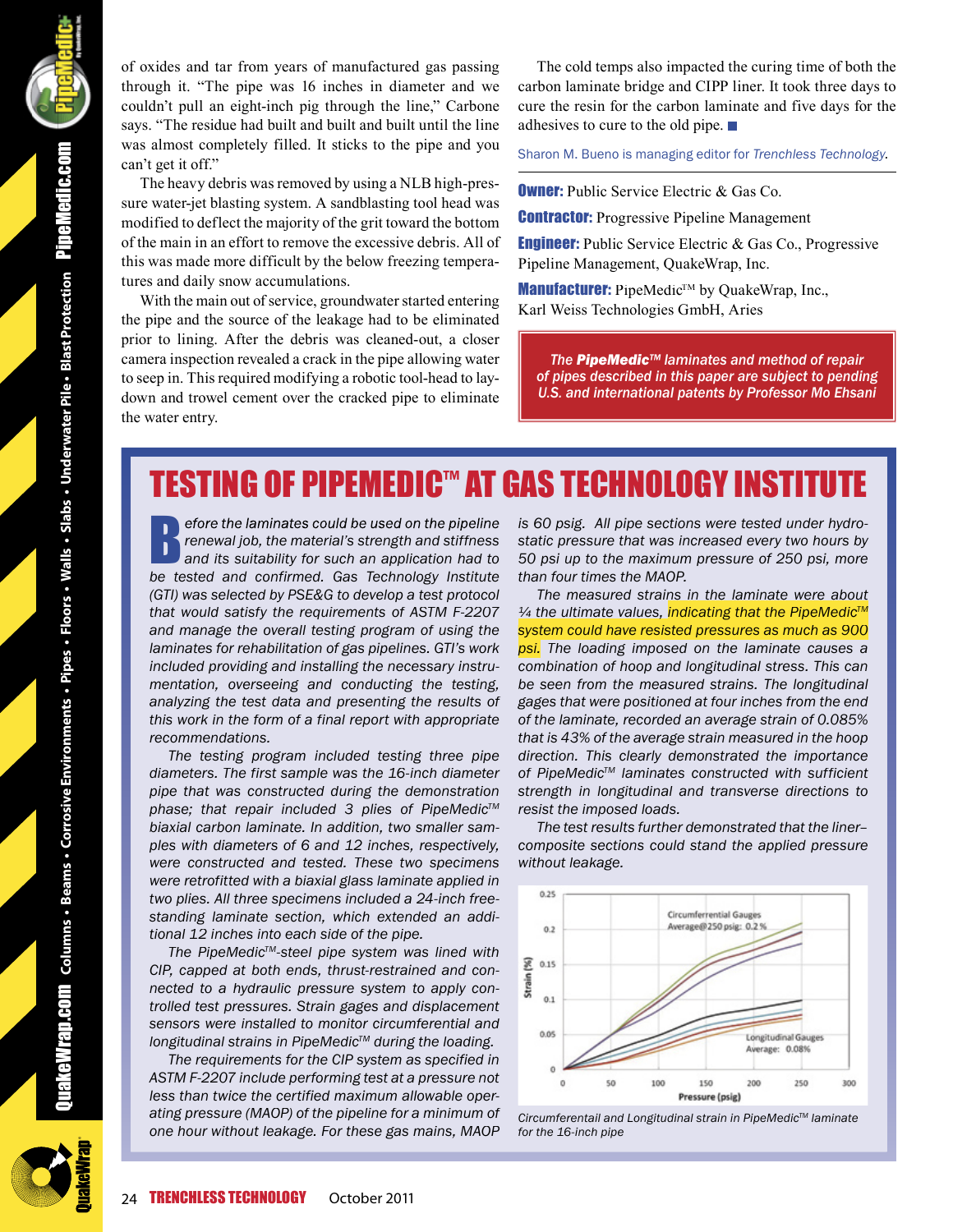of oxides and tar from years of manufactured gas passing through it. "The pipe was 16 inches in diameter and we couldn't pull an eight-inch pig through the line," Carbone says. "The residue had built and built and built until the line was almost completely filled. It sticks to the pipe and you can't get it off."

The heavy debris was removed by using a NLB high-pressure water-jet blasting system. A sandblasting tool head was modified to deflect the majority of the grit toward the bottom of the main in an effort to remove the excessive debris. All of this was made more difficult by the below freezing temperatures and daily snow accumulations.

With the main out of service, groundwater started entering the pipe and the source of the leakage had to be eliminated prior to lining. After the debris was cleaned-out, a closer camera inspection revealed a crack in the pipe allowing water to seep in. This required modifying a robotic tool-head to lay-down and trowel cement over the cracked pipe to eliminate the water entry.

The cold temps also impacted the curing time of both the carbon laminate bridge and CIPP liner. It took three days to cure the resin for the carbon laminate and five days for the adhesives to cure to the old pipe. ■

*Sharon M. Bueno is managing editor for Trenchless Technology.*

**Owner:** Public Service Electric & Gas Co.

**Contractor:** Progressive Pipeline Management

**Engineer:** Public Service Electric & Gas Co., Progressive Pipeline Management, QuakeWrap, Inc.

**Manufacturer:** PipeMedic™ by QuakeWrap, Inc., Karl Weiss Technologies GmbH, Aries

*The **PipeMedic™** laminates and method of repair of pipes described in this paper are subject to pending U.S. and international patents by Professor Mo Ehsani*

# TESTING OF PIPEMEDIC™ AT GAS TECHNOLOGY INSTITUTE

*Before the laminates could be used on the pipeline renewal job, the material's strength and stiffness and its suitability for such an application had to be tested and confirmed. Gas Technology Institute (GTI) was selected by PSE&G to develop a test protocol that would satisfy the requirements of ASTM F-2207 and manage the overall testing program of using the laminates for rehabilitation of gas pipelines. GTI's work included providing and installing the necessary instrumentation, overseeing and conducting the testing, analyzing the test data and presenting the results of this work in the form of a final report with appropriate recommendations.*

*The testing program included testing three pipe diameters. The first sample was the 16-inch diameter pipe that was constructed during the demonstration phase; that repair included 3 plies of PipeMedic™ biaxial carbon laminate. In addition, two smaller samples with diameters of 6 and 12 inches, respectively, were constructed and tested. These two specimens were retrofitted with a biaxial glass laminate applied in two plies. All three specimens included a 24-inch free-standing laminate section, which extended an additional 12 inches into each side of the pipe.*

*The PipeMedic™-steel pipe system was lined with CIP, capped at both ends, thrust-restrained and connected to a hydraulic pressure system to apply controlled test pressures. Strain gages and displacement sensors were installed to monitor circumferential and longitudinal strains in PipeMedic™ during the loading.*

*The requirements for the CIP system as specified in ASTM F-2207 include performing test at a pressure not less than twice the certified maximum allowable operating pressure (MAOP) of the pipeline for a minimum of one hour without leakage. For these gas mains, MAOP is 60 psig. All pipe sections were tested under hydrostatic pressure that was increased every two hours by 50 psi up to the maximum pressure of 250 psi, more than four times the MAOP.*

*The measured strains in the laminate were about ¼ the ultimate values, indicating that the PipeMedic™ system could have resisted pressures as much as 900 psi. The loading imposed on the laminate causes a combination of hoop and longitudinal stress. This can be seen from the measured strains. The longitudinal gages that were positioned at four inches from the end of the laminate, recorded an average strain of 0.085% that is 43% of the average strain measured in the hoop direction. This clearly demonstrated the importance of PipeMedic™ laminates constructed with sufficient strength in longitudinal and transverse directions to resist the imposed loads.*

*The test results further demonstrated that the liner–composite sections could stand the applied pressure without leakage.*

Strain (%)
0.25
0.2
0.15
0.1
0.05
0
Circumferential Gauges
Average@250 psig: 0.2 %
Longitudinal Gauges
Average: 0.08%
0 50 100 150 200 250 300
Pressure (psig)

*Circumferentail and Longitudinal strain in PipeMedic™ laminate for the 16-inch pipe*